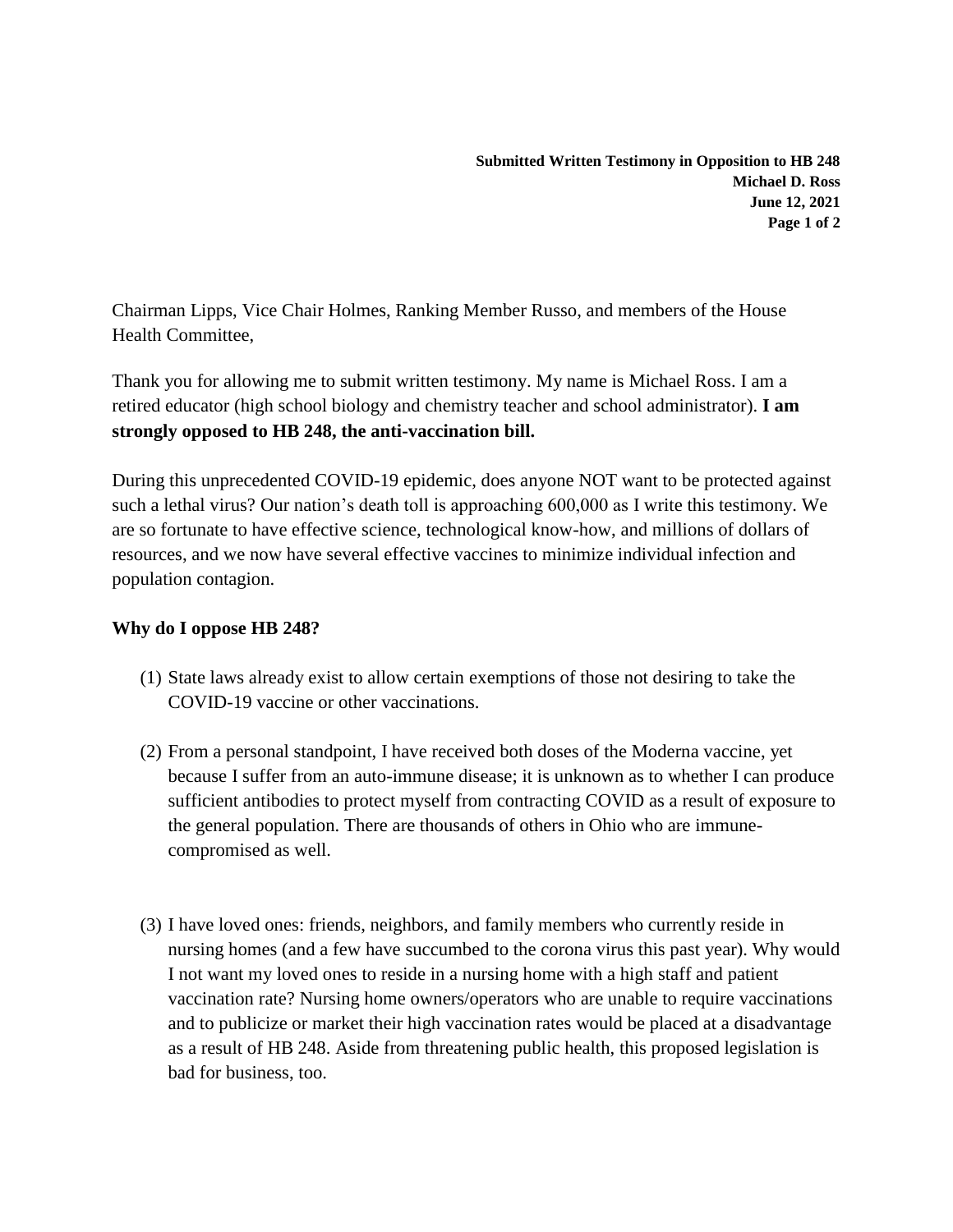**Submitted Written Testimony in Opposition to HB 248**
**Michael D. Ross**
**June 12, 2021**

Chairman Lipps, Vice Chair Holmes, Ranking Member Russo, and members of the House Health Committee,

Thank you for allowing me to submit written testimony. My name is Michael Ross. I am a retired educator (high school biology and chemistry teacher and school administrator). **I am strongly opposed to HB 248, the anti-vaccination bill.**

During this unprecedented COVID-19 epidemic, does anyone NOT want to be protected against such a lethal virus? Our nation's death toll is approaching 600,000 as I write this testimony. We are so fortunate to have effective science, technological know-how, and millions of dollars of resources, and we now have several effective vaccines to minimize individual infection and population contagion.

**Why do I oppose HB 248?**

(1) State laws already exist to allow certain exemptions of those not desiring to take the COVID-19 vaccine or other vaccinations.

(2) From a personal standpoint, I have received both doses of the Moderna vaccine, yet because I suffer from an auto-immune disease; it is unknown as to whether I can produce sufficient antibodies to protect myself from contracting COVID as a result of exposure to the general population. There are thousands of others in Ohio who are immune-compromised as well.

(3) I have loved ones: friends, neighbors, and family members who currently reside in nursing homes (and a few have succumbed to the corona virus this past year). Why would I not want my loved ones to reside in a nursing home with a high staff and patient vaccination rate? Nursing home owners/operators who are unable to require vaccinations and to publicize or market their high vaccination rates would be placed at a disadvantage as a result of HB 248. Aside from threatening public health, this proposed legislation is bad for business, too.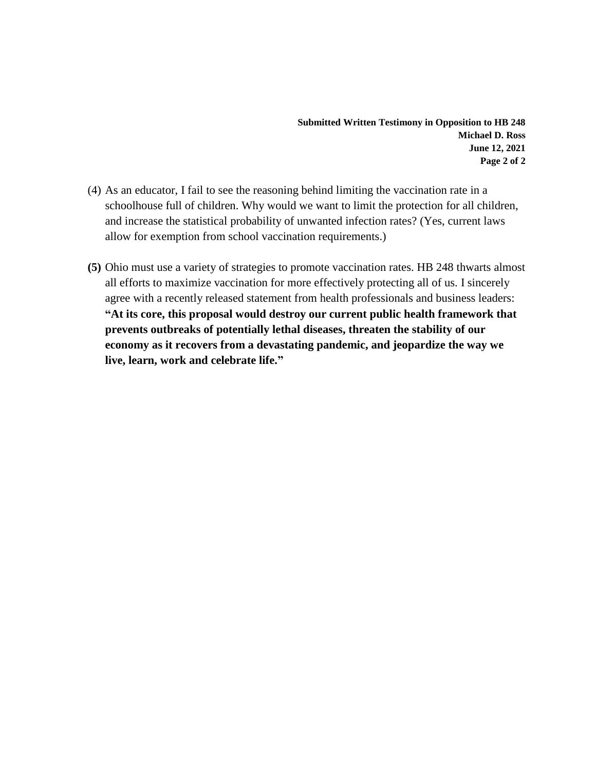(4) As an educator, I fail to see the reasoning behind limiting the vaccination rate in a schoolhouse full of children. Why would we want to limit the protection for all children, and increase the statistical probability of unwanted infection rates? (Yes, current laws allow for exemption from school vaccination requirements.)

**(5)** Ohio must use a variety of strategies to promote vaccination rates. HB 248 thwarts almost all efforts to maximize vaccination for more effectively protecting all of us. I sincerely agree with a recently released statement from health professionals and business leaders: **"At its core, this proposal would destroy our current public health framework that prevents outbreaks of potentially lethal diseases, threaten the stability of our economy as it recovers from a devastating pandemic, and jeopardize the way we live, learn, work and celebrate life."**